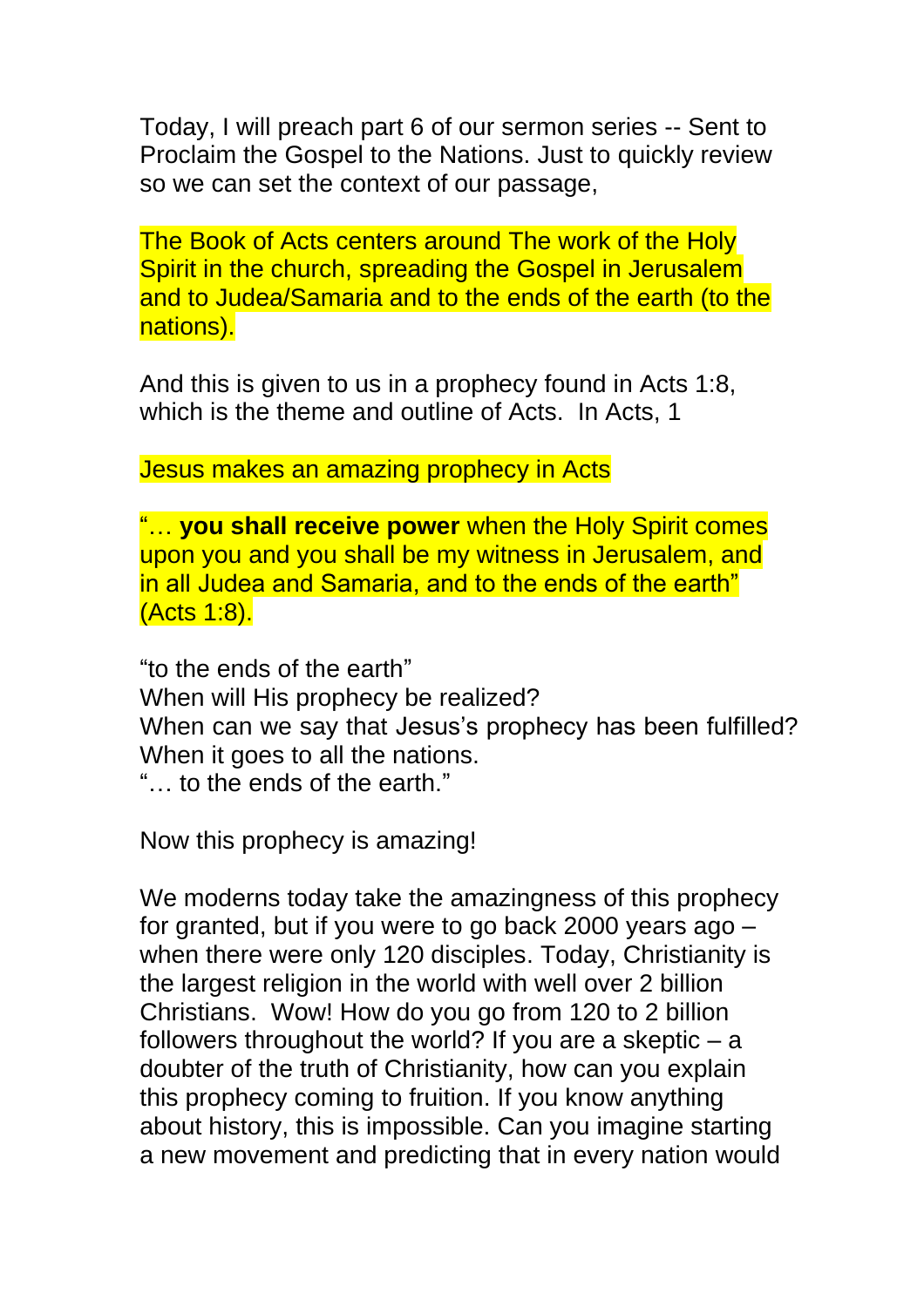Today, I will preach part 6 of our sermon series -- Sent to Proclaim the Gospel to the Nations. Just to quickly review so we can set the context of our passage,

The Book of Acts centers around The work of the Holy Spirit in the church, spreading the Gospel in Jerusalem and to Judea/Samaria and to the ends of the earth (to the nations).

And this is given to us in a prophecy found in Acts 1:8, which is the theme and outline of Acts. In Acts, 1

Jesus makes an amazing prophecy in Acts

"… **you shall receive power** when the Holy Spirit comes upon you and you shall be my witness in Jerusalem, and in all Judea and Samaria, and to the ends of the earth" (Acts 1:8).

"to the ends of the earth"
When will His prophecy be realized?
When can we say that Jesus's prophecy has been fulfilled?
When it goes to all the nations.
"… to the ends of the earth."

Now this prophecy is amazing!

We moderns today take the amazingness of this prophecy for granted, but if you were to go back 2000 years ago – when there were only 120 disciples. Today, Christianity is the largest religion in the world with well over 2 billion Christians. Wow! How do you go from 120 to 2 billion followers throughout the world? If you are a skeptic – a doubter of the truth of Christianity, how can you explain this prophecy coming to fruition. If you know anything about history, this is impossible. Can you imagine starting a new movement and predicting that in every nation would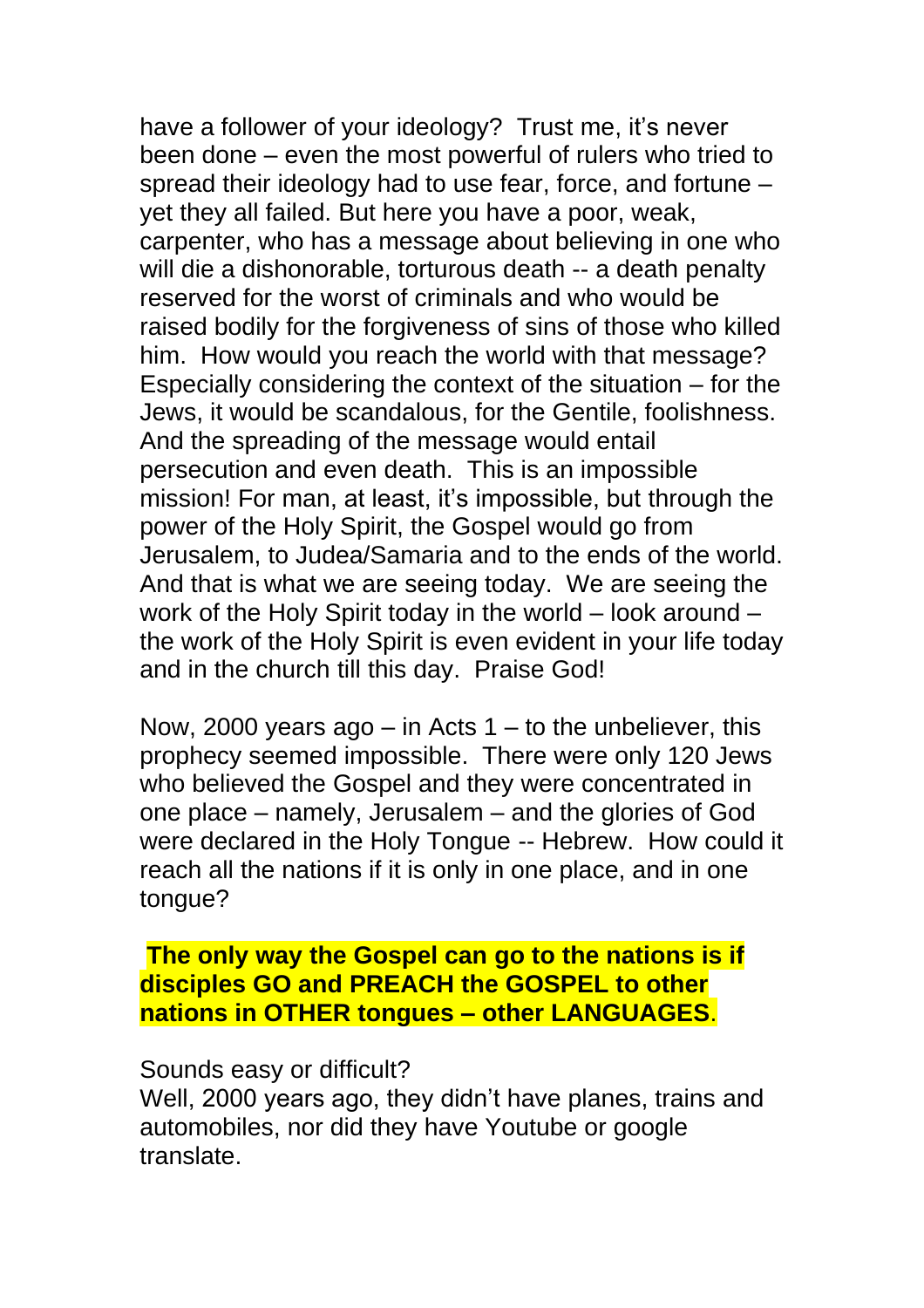have a follower of your ideology? Trust me, it's never been done – even the most powerful of rulers who tried to spread their ideology had to use fear, force, and fortune – yet they all failed. But here you have a poor, weak, carpenter, who has a message about believing in one who will die a dishonorable, torturous death -- a death penalty reserved for the worst of criminals and who would be raised bodily for the forgiveness of sins of those who killed him. How would you reach the world with that message? Especially considering the context of the situation – for the Jews, it would be scandalous, for the Gentile, foolishness. And the spreading of the message would entail persecution and even death. This is an impossible mission! For man, at least, it's impossible, but through the power of the Holy Spirit, the Gospel would go from Jerusalem, to Judea/Samaria and to the ends of the world. And that is what we are seeing today. We are seeing the work of the Holy Spirit today in the world – look around – the work of the Holy Spirit is even evident in your life today and in the church till this day. Praise God!

Now, 2000 years ago – in Acts 1 – to the unbeliever, this prophecy seemed impossible. There were only 120 Jews who believed the Gospel and they were concentrated in one place – namely, Jerusalem – and the glories of God were declared in the Holy Tongue -- Hebrew. How could it reach all the nations if it is only in one place, and in one tongue?

**The only way the Gospel can go to the nations is if disciples GO and PREACH the GOSPEL to other nations in OTHER tongues – other LANGUAGES**.

Sounds easy or difficult?
Well, 2000 years ago, they didn't have planes, trains and automobiles, nor did they have Youtube or google translate.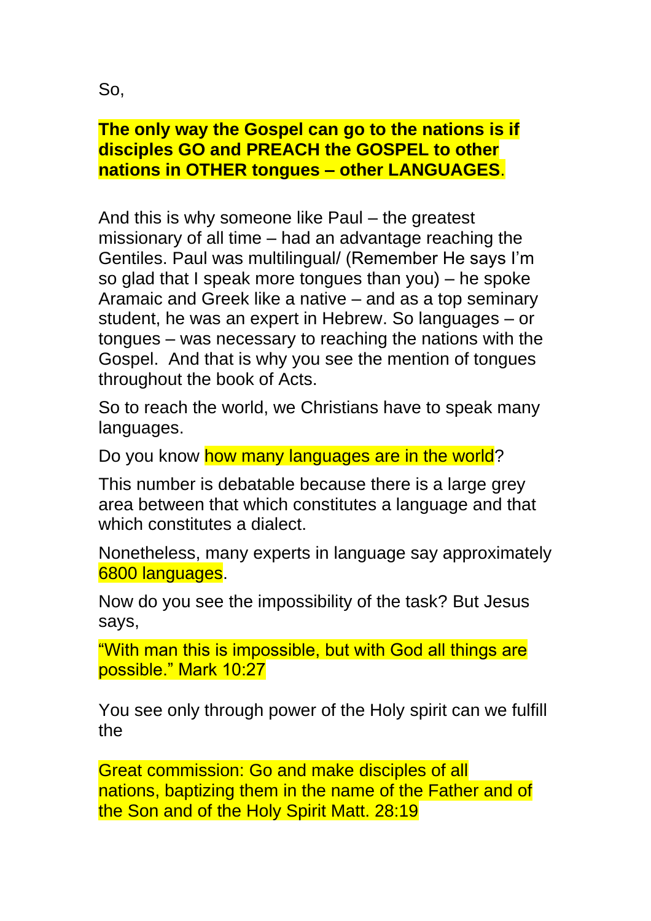So,

**The only way the Gospel can go to the nations is if disciples GO and PREACH the GOSPEL to other nations in OTHER tongues – other LANGUAGES**.

And this is why someone like Paul – the greatest missionary of all time – had an advantage reaching the Gentiles. Paul was multilingual/ (Remember He says I'm so glad that I speak more tongues than you) – he spoke Aramaic and Greek like a native – and as a top seminary student, he was an expert in Hebrew. So languages – or tongues – was necessary to reaching the nations with the Gospel. And that is why you see the mention of tongues throughout the book of Acts.

So to reach the world, we Christians have to speak many languages.

Do you know how many languages are in the world?

This number is debatable because there is a large grey area between that which constitutes a language and that which constitutes a dialect.

Nonetheless, many experts in language say approximately 6800 languages.

Now do you see the impossibility of the task? But Jesus says,

"With man this is impossible, but with God all things are possible." Mark 10:27

You see only through power of the Holy spirit can we fulfill the

Great commission: Go and make disciples of all nations, baptizing them in the name of the Father and of the Son and of the Holy Spirit Matt. 28:19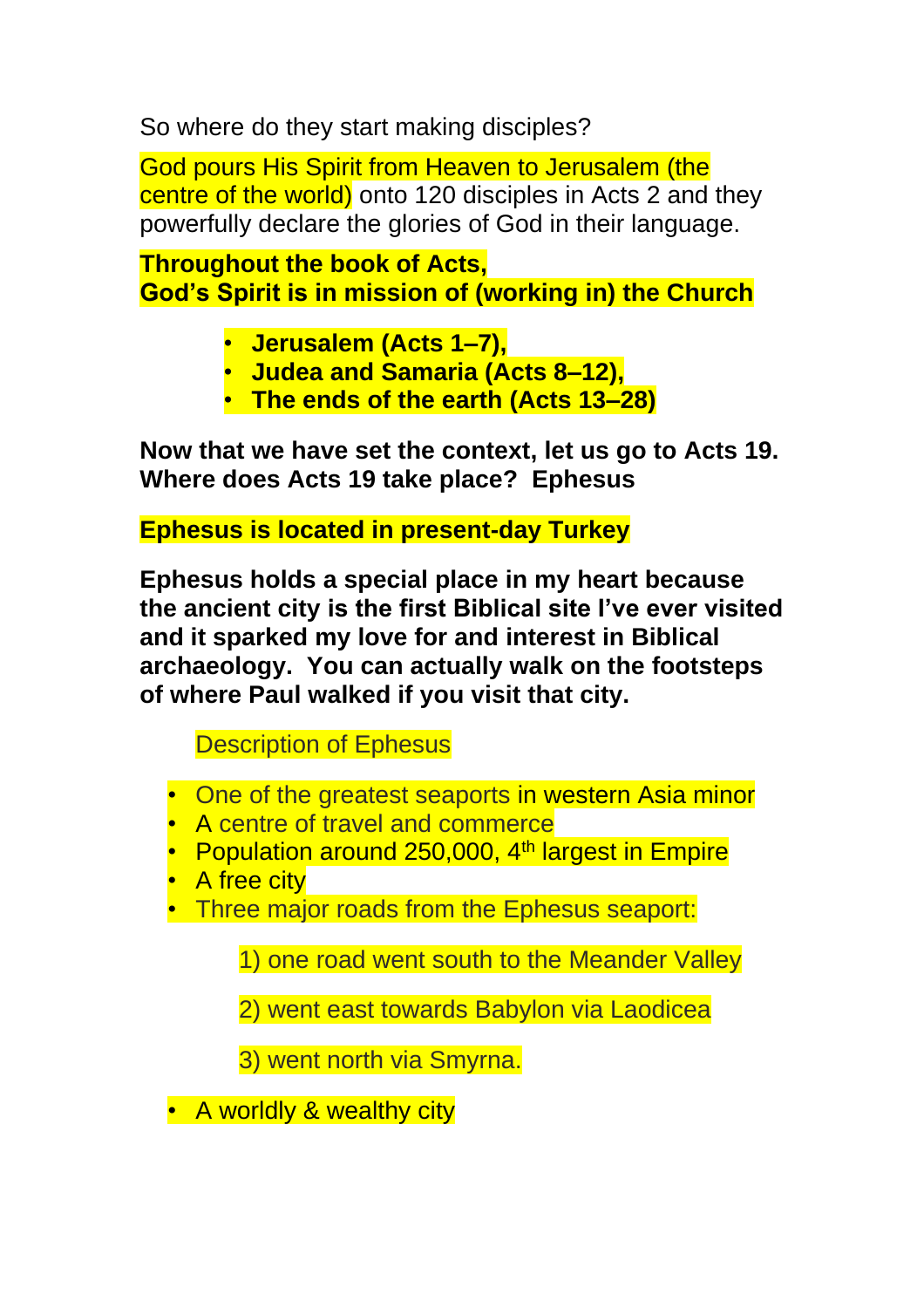So where do they start making disciples?

God pours His Spirit from Heaven to Jerusalem (the centre of the world) onto 120 disciples in Acts 2 and they powerfully declare the glories of God in their language.

**Throughout the book of Acts,**
**God's Spirit is in mission of (working in) the Church**

- **Jerusalem (Acts 1–7),**
- **Judea and Samaria (Acts 8–12),**
- **The ends of the earth (Acts 13–28)**

**Now that we have set the context, let us go to Acts 19. Where does Acts 19 take place? Ephesus**

**Ephesus is located in present-day Turkey**

**Ephesus holds a special place in my heart because the ancient city is the first Biblical site I've ever visited and it sparked my love for and interest in Biblical archaeology. You can actually walk on the footsteps of where Paul walked if you visit that city.**

Description of Ephesus

- One of the greatest seaports in western Asia minor
- A centre of travel and commerce
- Population around 250,000, 4th largest in Empire
- A free city
- Three major roads from the Ephesus seaport:

    1) one road went south to the Meander Valley

    2) went east towards Babylon via Laodicea

    3) went north via Smyrna.

- A worldly & wealthy city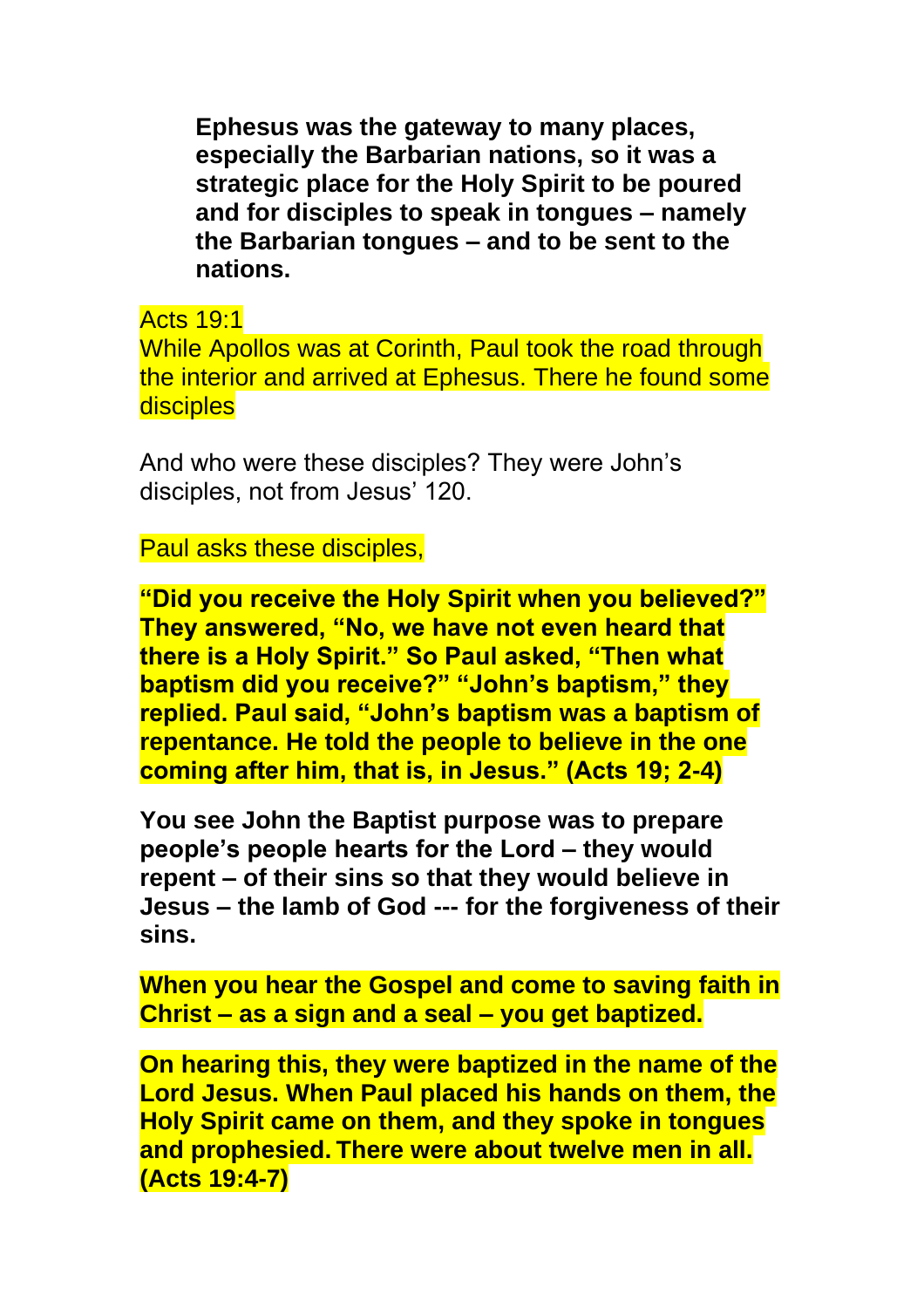**Ephesus was the gateway to many places, especially the Barbarian nations, so it was a strategic place for the Holy Spirit to be poured and for disciples to speak in tongues – namely the Barbarian tongues – and to be sent to the nations.**

Acts 19:1
While Apollos was at Corinth, Paul took the road through the interior and arrived at Ephesus. There he found some disciples

And who were these disciples? They were John's disciples, not from Jesus' 120.

Paul asks these disciples,

**"Did you receive the Holy Spirit when you believed?" They answered, "No, we have not even heard that there is a Holy Spirit." So Paul asked, "Then what baptism did you receive?" "John's baptism," they replied. Paul said, "John's baptism was a baptism of repentance. He told the people to believe in the one coming after him, that is, in Jesus." (Acts 19; 2-4)**

**You see John the Baptist purpose was to prepare people's people hearts for the Lord – they would repent – of their sins so that they would believe in Jesus – the lamb of God --- for the forgiveness of their sins.**

**When you hear the Gospel and come to saving faith in Christ – as a sign and a seal – you get baptized.**

**On hearing this, they were baptized in the name of the Lord Jesus. When Paul placed his hands on them, the Holy Spirit came on them, and they spoke in tongues and prophesied. There were about twelve men in all. (Acts 19:4-7)**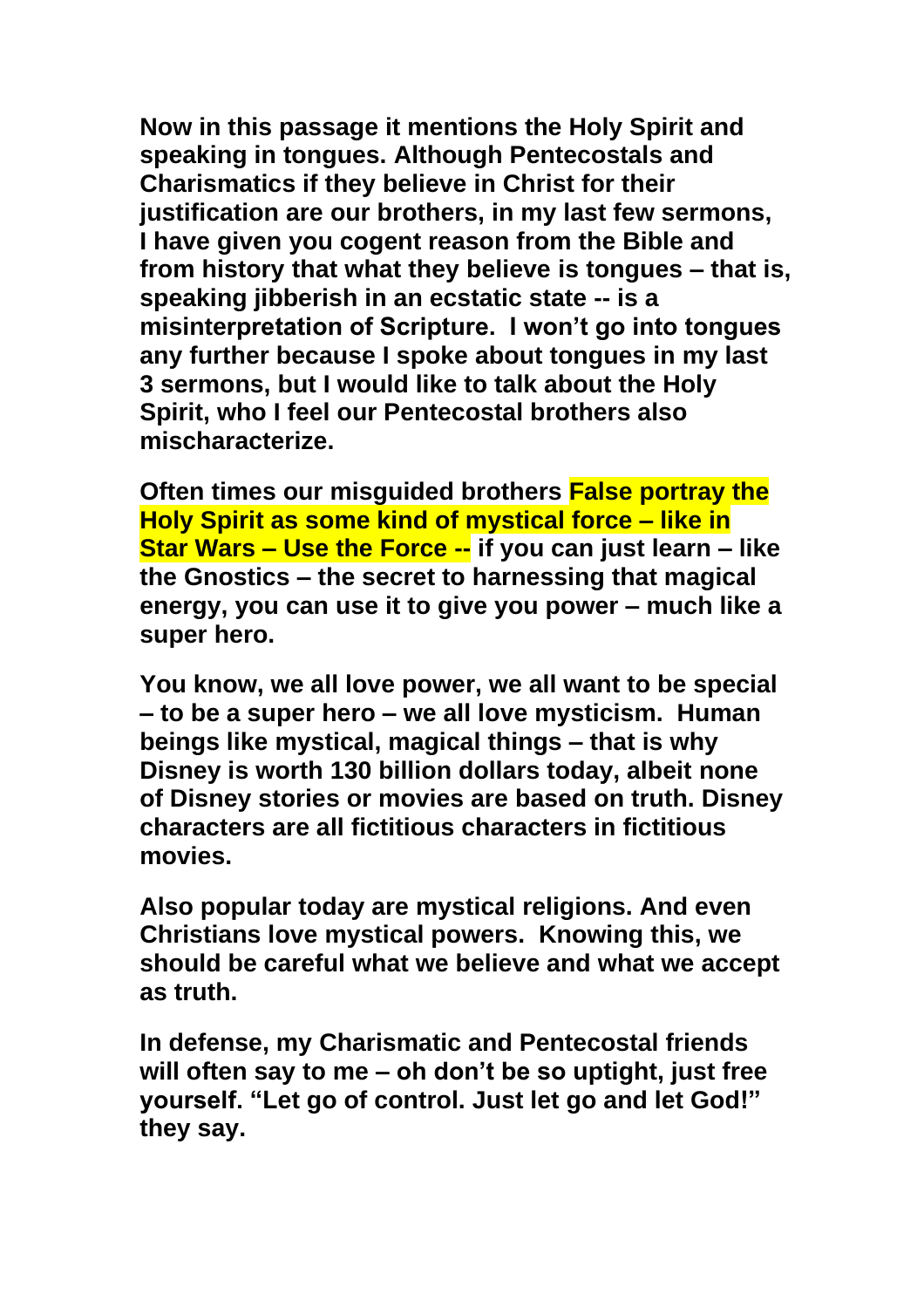**Now in this passage it mentions the Holy Spirit and speaking in tongues. Although Pentecostals and Charismatics if they believe in Christ for their justification are our brothers, in my last few sermons, I have given you cogent reason from the Bible and from history that what they believe is tongues – that is, speaking jibberish in an ecstatic state -- is a misinterpretation of Scripture. I won't go into tongues any further because I spoke about tongues in my last 3 sermons, but I would like to talk about the Holy Spirit, who I feel our Pentecostal brothers also mischaracterize.**

**Often times our misguided brothers False portray the Holy Spirit as some kind of mystical force – like in Star Wars – Use the Force -- if you can just learn – like the Gnostics – the secret to harnessing that magical energy, you can use it to give you power – much like a super hero.**

**You know, we all love power, we all want to be special – to be a super hero – we all love mysticism. Human beings like mystical, magical things – that is why Disney is worth 130 billion dollars today, albeit none of Disney stories or movies are based on truth. Disney characters are all fictitious characters in fictitious movies.**

**Also popular today are mystical religions. And even Christians love mystical powers. Knowing this, we should be careful what we believe and what we accept as truth.**

**In defense, my Charismatic and Pentecostal friends will often say to me – oh don't be so uptight, just free yourself. "Let go of control. Just let go and let God!" they say.**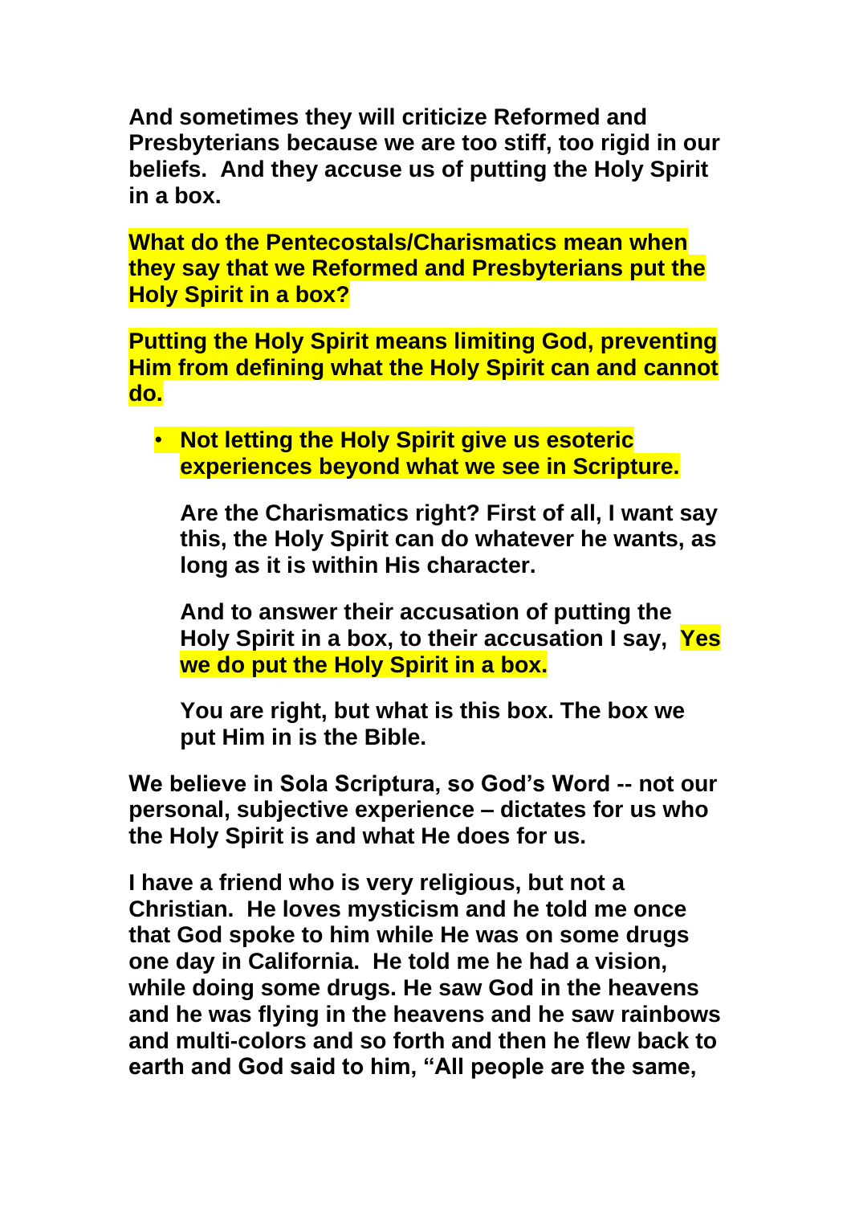**And sometimes they will criticize Reformed and Presbyterians because we are too stiff, too rigid in our beliefs. And they accuse us of putting the Holy Spirit in a box.**

**What do the Pentecostals/Charismatics mean when they say that we Reformed and Presbyterians put the Holy Spirit in a box?**

**Putting the Holy Spirit means limiting God, preventing Him from defining what the Holy Spirit can and cannot do.**

- **Not letting the Holy Spirit give us esoteric experiences beyond what we see in Scripture.**

  **Are the Charismatics right? First of all, I want say this, the Holy Spirit can do whatever he wants, as long as it is within His character.**

  **And to answer their accusation of putting the Holy Spirit in a box, to their accusation I say, Yes we do put the Holy Spirit in a box.**

  **You are right, but what is this box. The box we put Him in is the Bible.**

**We believe in Sola Scriptura, so God's Word -- not our personal, subjective experience – dictates for us who the Holy Spirit is and what He does for us.**

**I have a friend who is very religious, but not a Christian. He loves mysticism and he told me once that God spoke to him while He was on some drugs one day in California. He told me he had a vision, while doing some drugs. He saw God in the heavens and he was flying in the heavens and he saw rainbows and multi-colors and so forth and then he flew back to earth and God said to him, "All people are the same,**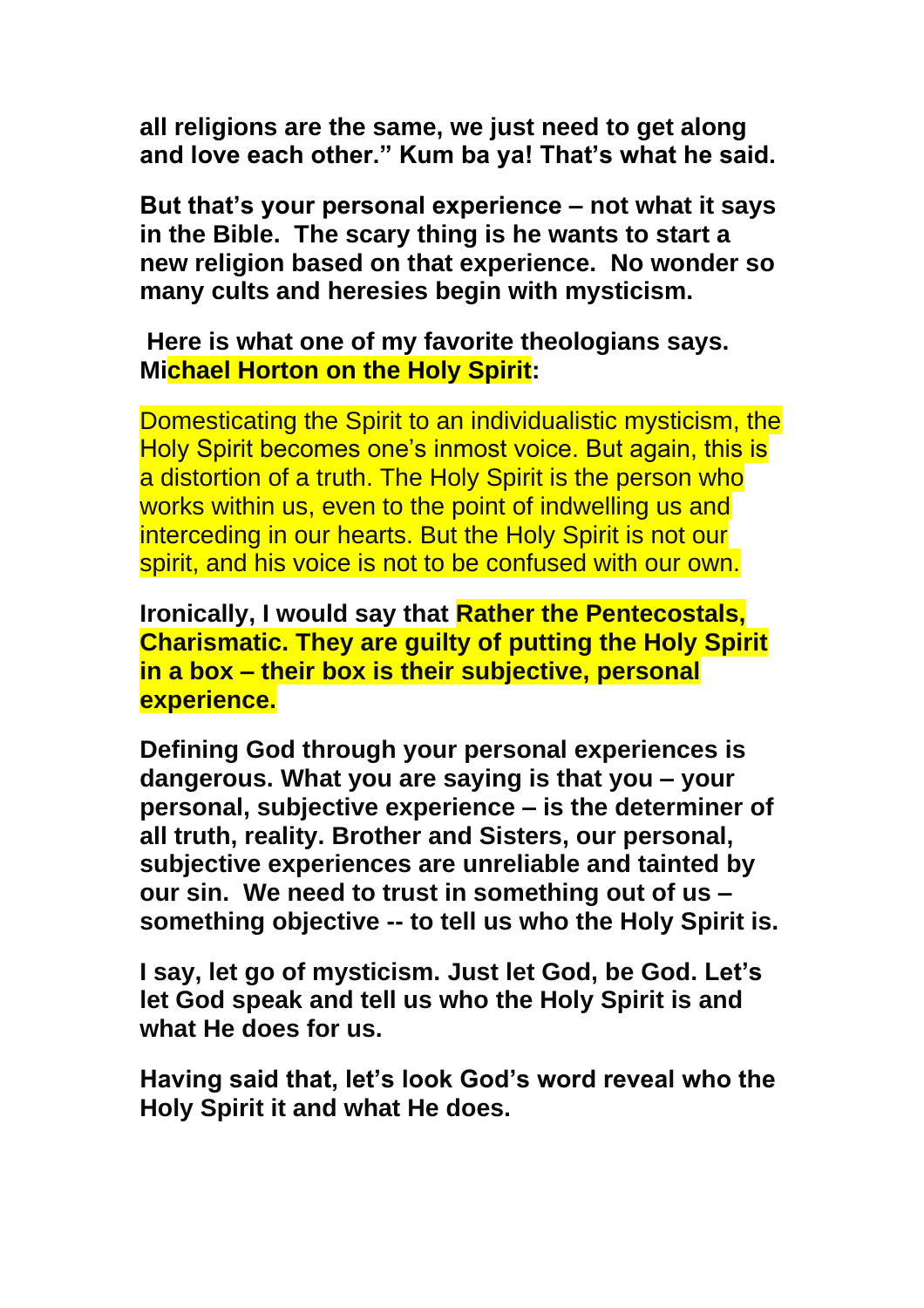**all religions are the same, we just need to get along and love each other." Kum ba ya! That's what he said.**

**But that's your personal experience – not what it says in the Bible. The scary thing is he wants to start a new religion based on that experience. No wonder so many cults and heresies begin with mysticism.**

**Here is what one of my favorite theologians says. Michael Horton on the Holy Spirit:**

Domesticating the Spirit to an individualistic mysticism, the Holy Spirit becomes one's inmost voice. But again, this is a distortion of a truth. The Holy Spirit is the person who works within us, even to the point of indwelling us and interceding in our hearts. But the Holy Spirit is not our spirit, and his voice is not to be confused with our own.

**Ironically, I would say that Rather the Pentecostals, Charismatic. They are guilty of putting the Holy Spirit in a box – their box is their subjective, personal experience.**

**Defining God through your personal experiences is dangerous. What you are saying is that you – your personal, subjective experience – is the determiner of all truth, reality. Brother and Sisters, our personal, subjective experiences are unreliable and tainted by our sin. We need to trust in something out of us – something objective -- to tell us who the Holy Spirit is.**

**I say, let go of mysticism. Just let God, be God. Let's let God speak and tell us who the Holy Spirit is and what He does for us.**

**Having said that, let's look God's word reveal who the Holy Spirit it and what He does.**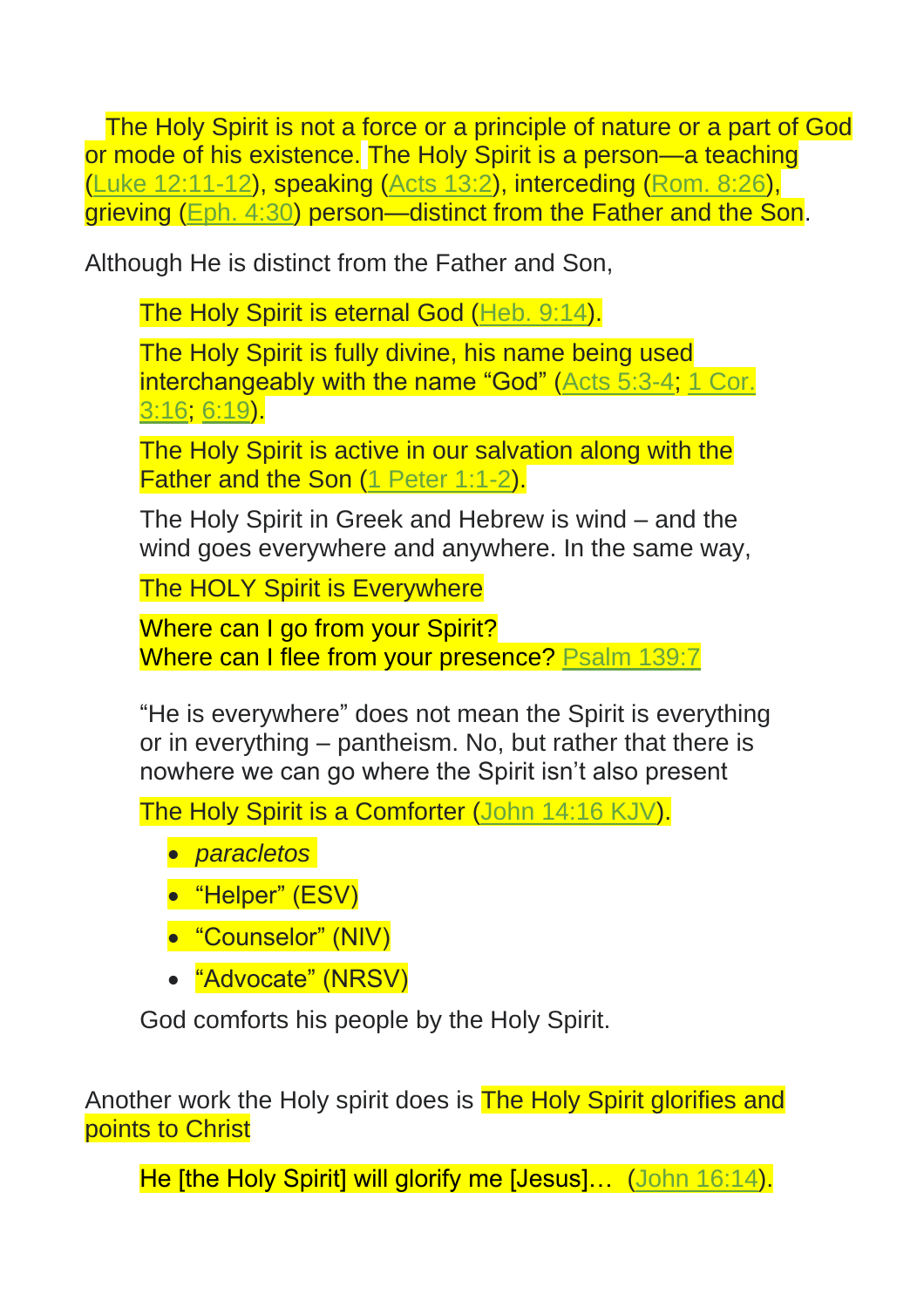The Holy Spirit is not a force or a principle of nature or a part of God or mode of his existence. The Holy Spirit is a person—a teaching (Luke 12:11-12), speaking (Acts 13:2), interceding (Rom. 8:26), grieving (Eph. 4:30) person—distinct from the Father and the Son.

Although He is distinct from the Father and Son,

> The Holy Spirit is eternal God (Heb. 9:14).
>
> The Holy Spirit is fully divine, his name being used interchangeably with the name "God" (Acts 5:3-4; 1 Cor. 3:16; 6:19).
>
> The Holy Spirit is active in our salvation along with the Father and the Son (1 Peter 1:1-2).
>
> The Holy Spirit in Greek and Hebrew is wind – and the wind goes everywhere and anywhere. In the same way,
>
> The HOLY Spirit is Everywhere
>
> Where can I go from your Spirit?
> Where can I flee from your presence? Psalm 139:7
>
> "He is everywhere" does not mean the Spirit is everything or in everything – pantheism. No, but rather that there is nowhere we can go where the Spirit isn't also present
>
> The Holy Spirit is a Comforter (John 14:16 KJV).
>
> - *paracletos*
> - "Helper" (ESV)
> - "Counselor" (NIV)
> - "Advocate" (NRSV)
>
> God comforts his people by the Holy Spirit.

Another work the Holy spirit does is The Holy Spirit glorifies and points to Christ

> He [the Holy Spirit] will glorify me [Jesus]… (John 16:14).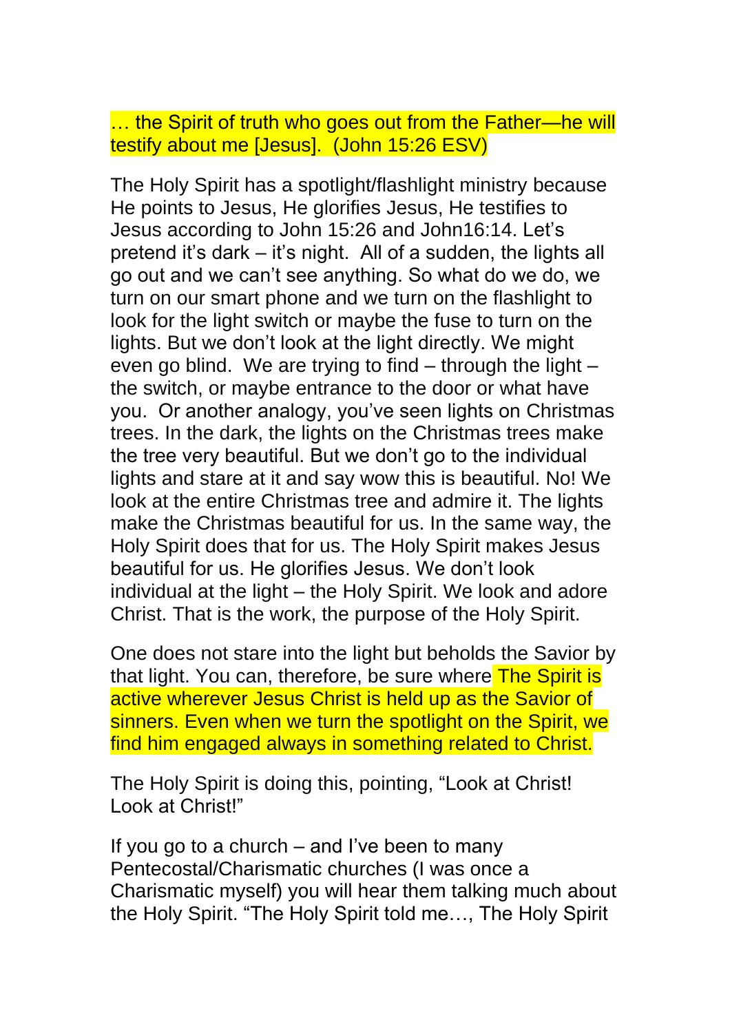… the Spirit of truth who goes out from the Father—he will testify about me [Jesus]. (John 15:26 ESV)

The Holy Spirit has a spotlight/flashlight ministry because He points to Jesus, He glorifies Jesus, He testifies to Jesus according to John 15:26 and John16:14. Let's pretend it's dark – it's night. All of a sudden, the lights all go out and we can't see anything. So what do we do, we turn on our smart phone and we turn on the flashlight to look for the light switch or maybe the fuse to turn on the lights. But we don't look at the light directly. We might even go blind. We are trying to find – through the light – the switch, or maybe entrance to the door or what have you. Or another analogy, you've seen lights on Christmas trees. In the dark, the lights on the Christmas trees make the tree very beautiful. But we don't go to the individual lights and stare at it and say wow this is beautiful. No! We look at the entire Christmas tree and admire it. The lights make the Christmas beautiful for us. In the same way, the Holy Spirit does that for us. The Holy Spirit makes Jesus beautiful for us. He glorifies Jesus. We don't look individual at the light – the Holy Spirit. We look and adore Christ. That is the work, the purpose of the Holy Spirit.

One does not stare into the light but beholds the Savior by that light. You can, therefore, be sure where The Spirit is active wherever Jesus Christ is held up as the Savior of sinners. Even when we turn the spotlight on the Spirit, we find him engaged always in something related to Christ.

The Holy Spirit is doing this, pointing, "Look at Christ! Look at Christ!"

If you go to a church – and I've been to many Pentecostal/Charismatic churches (I was once a Charismatic myself) you will hear them talking much about the Holy Spirit. "The Holy Spirit told me…, The Holy Spirit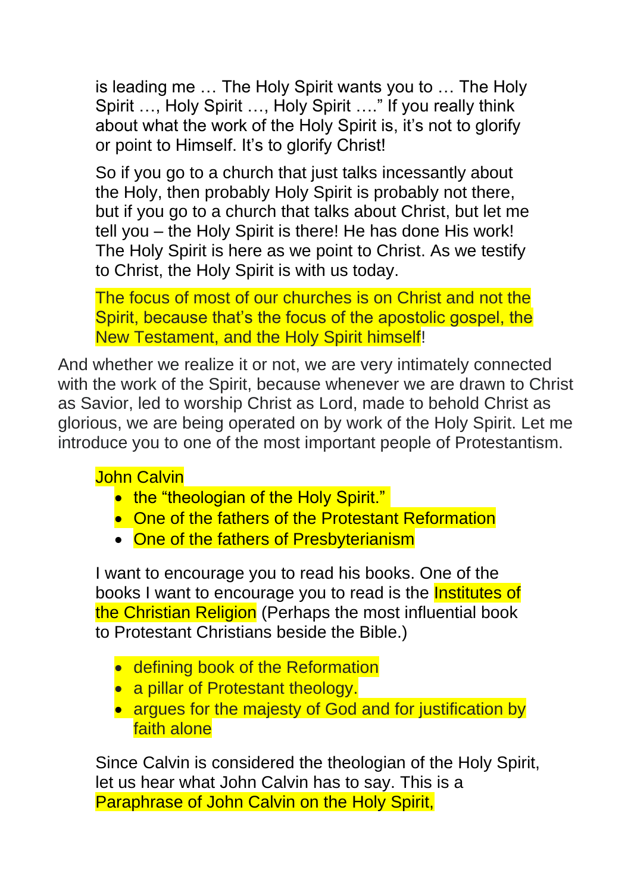is leading me … The Holy Spirit wants you to … The Holy Spirit …, Holy Spirit …, Holy Spirit ….” If you really think about what the work of the Holy Spirit is, it's not to glorify or point to Himself. It's to glorify Christ!

So if you go to a church that just talks incessantly about the Holy, then probably Holy Spirit is probably not there, but if you go to a church that talks about Christ, but let me tell you – the Holy Spirit is there! He has done His work! The Holy Spirit is here as we point to Christ. As we testify to Christ, the Holy Spirit is with us today.

The focus of most of our churches is on Christ and not the Spirit, because that's the focus of the apostolic gospel, the New Testament, and the Holy Spirit himself!

And whether we realize it or not, we are very intimately connected with the work of the Spirit, because whenever we are drawn to Christ as Savior, led to worship Christ as Lord, made to behold Christ as glorious, we are being operated on by work of the Holy Spirit. Let me introduce you to one of the most important people of Protestantism.

John Calvin

- the "theologian of the Holy Spirit."
- One of the fathers of the Protestant Reformation
- One of the fathers of Presbyterianism

I want to encourage you to read his books. One of the books I want to encourage you to read is the Institutes of the Christian Religion (Perhaps the most influential book to Protestant Christians beside the Bible.)

- defining book of the Reformation
- a pillar of Protestant theology.
- argues for the majesty of God and for justification by faith alone

Since Calvin is considered the theologian of the Holy Spirit, let us hear what John Calvin has to say. This is a Paraphrase of John Calvin on the Holy Spirit,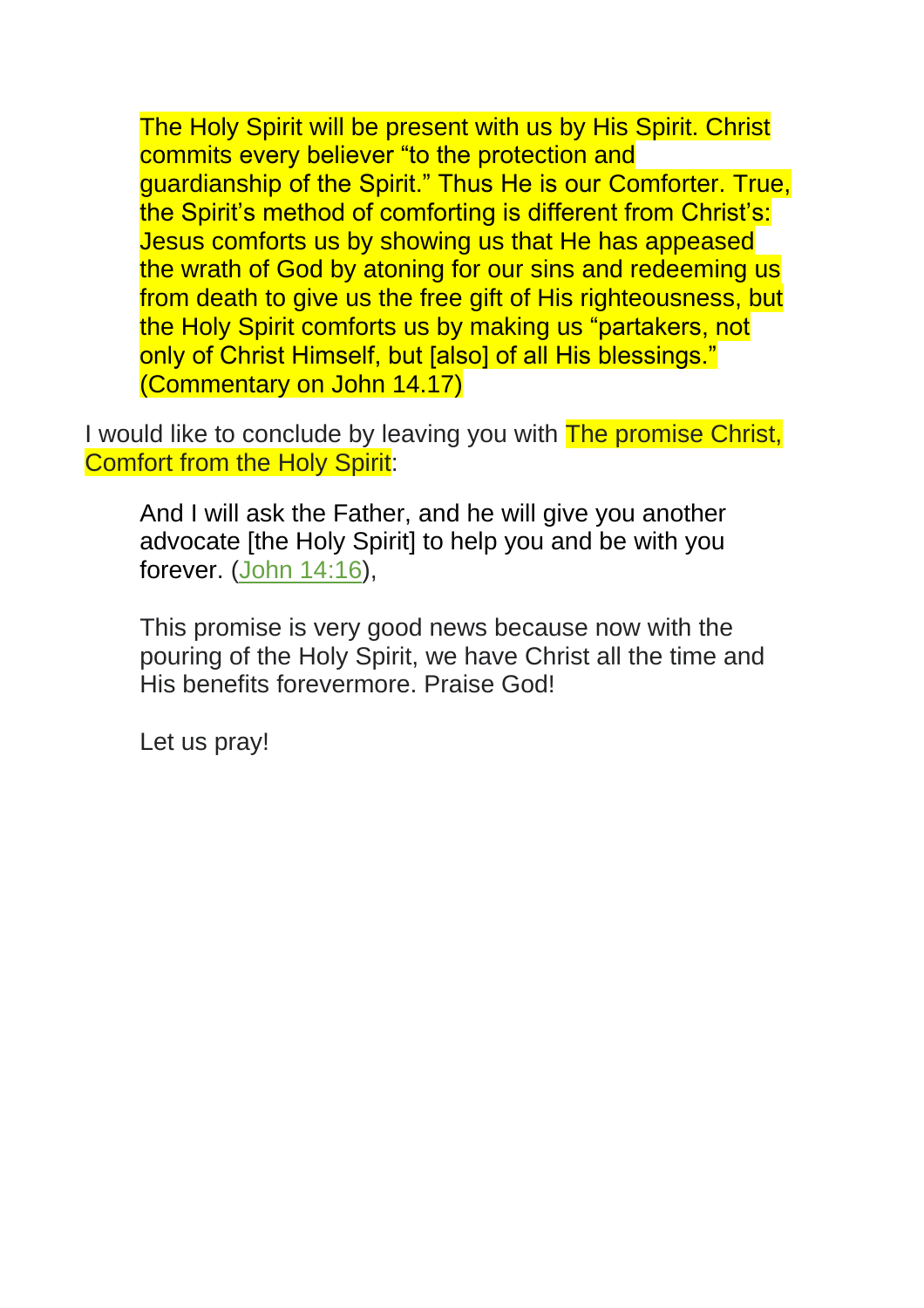> The Holy Spirit will be present with us by His Spirit. Christ commits every believer “to the protection and guardianship of the Spirit.” Thus He is our Comforter. True, the Spirit’s method of comforting is different from Christ’s: Jesus comforts us by showing us that He has appeased the wrath of God by atoning for our sins and redeeming us from death to give us the free gift of His righteousness, but the Holy Spirit comforts us by making us “partakers, not only of Christ Himself, but [also] of all His blessings.” (Commentary on John 14.17)

I would like to conclude by leaving you with The promise Christ, Comfort from the Holy Spirit:

> And I will ask the Father, and he will give you another advocate [the Holy Spirit] to help you and be with you forever. (John 14:16),
>
> This promise is very good news because now with the pouring of the Holy Spirit, we have Christ all the time and His benefits forevermore. Praise God!
>
> Let us pray!